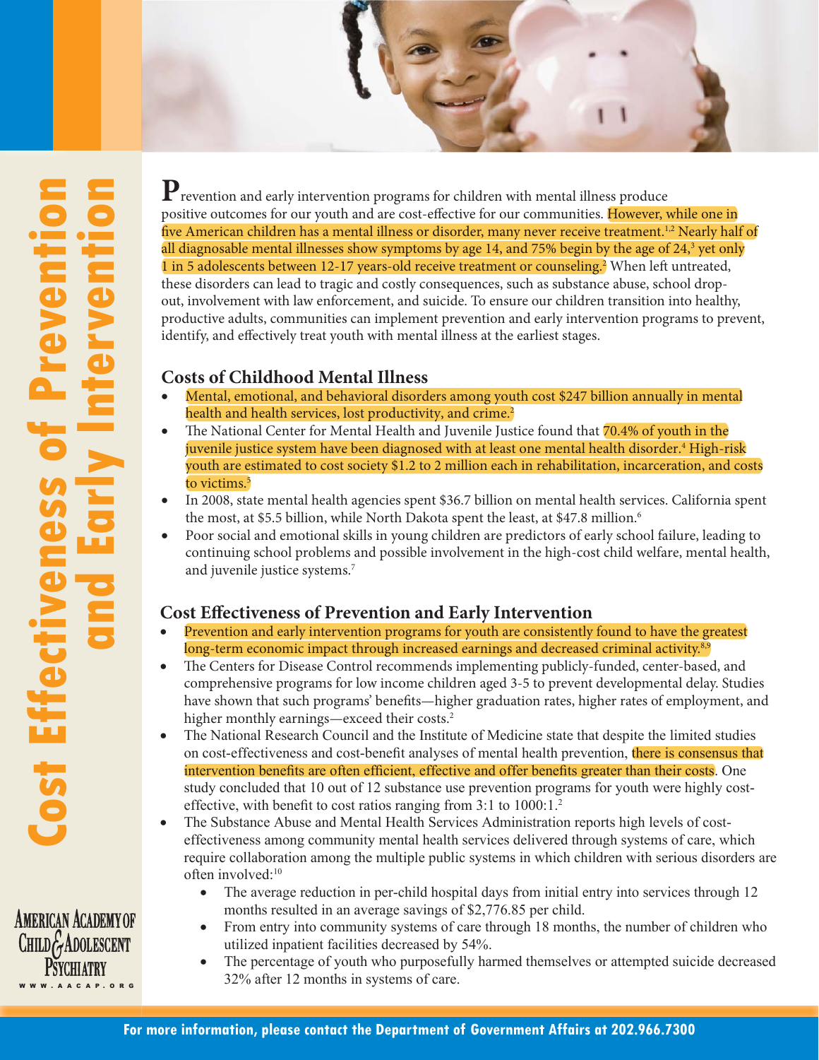# Cost Effectiveness of Prevention and Early Intervention

Prevention and early intervention programs for children with mental illness produce positive outcomes for our youth and are cost-effective for our communities. However, while one in five American children has a mental illness or disorder, many never receive treatment.[1,2] Nearly half of all diagnosable mental illnesses show symptoms by age 14, and 75% begin by the age of 24,[3] yet only 1 in 5 adolescents between 12-17 years-old receive treatment or counseling.[2] When left untreated, these disorders can lead to tragic and costly consequences, such as substance abuse, school drop-out, involvement with law enforcement, and suicide. To ensure our children transition into healthy, productive adults, communities can implement prevention and early intervention programs to prevent, identify, and effectively treat youth with mental illness at the earliest stages.

## Costs of Childhood Mental Illness

- Mental, emotional, and behavioral disorders among youth cost $247 billion annually in mental health and health services, lost productivity, and crime.[2]
- The National Center for Mental Health and Juvenile Justice found that 70.4% of youth in the juvenile justice system have been diagnosed with at least one mental health disorder.[4] High-risk youth are estimated to cost society $1.2 to 2 million each in rehabilitation, incarceration, and costs to victims.[5]
- In 2008, state mental health agencies spent $36.7 billion on mental health services. California spent the most, at $5.5 billion, while North Dakota spent the least, at $47.8 million.[6]
- Poor social and emotional skills in young children are predictors of early school failure, leading to continuing school problems and possible involvement in the high-cost child welfare, mental health, and juvenile justice systems.[7]

## Cost Effectiveness of Prevention and Early Intervention

- Prevention and early intervention programs for youth are consistently found to have the greatest long-term economic impact through increased earnings and decreased criminal activity.[8,9]
- The Centers for Disease Control recommends implementing publicly-funded, center-based, and comprehensive programs for low income children aged 3-5 to prevent developmental delay. Studies have shown that such programs' benefits—higher graduation rates, higher rates of employment, and higher monthly earnings—exceed their costs.[2]
- The National Research Council and the Institute of Medicine state that despite the limited studies on cost-effectiveness and cost-benefit analyses of mental health prevention, there is consensus that intervention benefits are often efficient, effective and offer benefits greater than their costs. One study concluded that 10 out of 12 substance use prevention programs for youth were highly cost-effective, with benefit to cost ratios ranging from 3:1 to 1000:1.[2]
- The Substance Abuse and Mental Health Services Administration reports high levels of cost-effectiveness among community mental health services delivered through systems of care, which require collaboration among the multiple public systems in which children with serious disorders are often involved:[10]
  - The average reduction in per-child hospital days from initial entry into services through 12 months resulted in an average savings of $2,776.85 per child.
  - From entry into community systems of care through 18 months, the number of children who utilized inpatient facilities decreased by 54%.
  - The percentage of youth who purposefully harmed themselves or attempted suicide decreased 32% after 12 months in systems of care.

American Academy of Child & Adolescent Psychiatry
www.aacap.org

**For more information, please contact the Department of Government Affairs at 202.966.7300**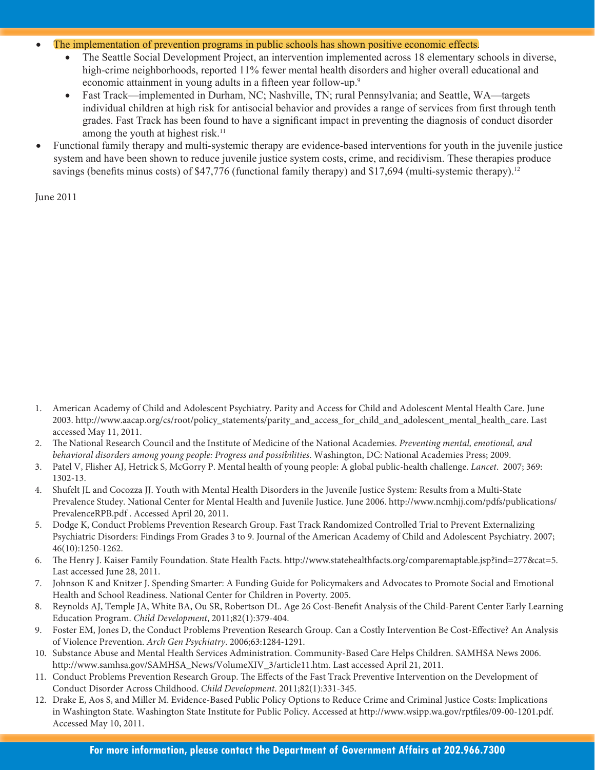- The implementation of prevention programs in public schools has shown positive economic effects.
  - The Seattle Social Development Project, an intervention implemented across 18 elementary schools in diverse, high-crime neighborhoods, reported 11% fewer mental health disorders and higher overall educational and economic attainment in young adults in a fifteen year follow-up.[9]
  - Fast Track—implemented in Durham, NC; Nashville, TN; rural Pennsylvania; and Seattle, WA—targets individual children at high risk for antisocial behavior and provides a range of services from first through tenth grades. Fast Track has been found to have a significant impact in preventing the diagnosis of conduct disorder among the youth at highest risk.[11]
- Functional family therapy and multi-systemic therapy are evidence-based interventions for youth in the juvenile justice system and have been shown to reduce juvenile justice system costs, crime, and recidivism. These therapies produce savings (benefits minus costs) of $47,776 (functional family therapy) and $17,694 (multi-systemic therapy).[12]

June 2011

1. American Academy of Child and Adolescent Psychiatry. Parity and Access for Child and Adolescent Mental Health Care. June 2003. http://www.aacap.org/cs/root/policy_statements/parity_and_access_for_child_and_adolescent_mental_health_care. Last accessed May 11, 2011.
2. The National Research Council and the Institute of Medicine of the National Academies. *Preventing mental, emotional, and behavioral disorders among young people: Progress and possibilities*. Washington, DC: National Academies Press; 2009.
3. Patel V, Flisher AJ, Hetrick S, McGorry P. Mental health of young people: A global public-health challenge. *Lancet*. 2007; 369: 1302-13.
4. Shufelt JL and Cocozza JJ. Youth with Mental Health Disorders in the Juvenile Justice System: Results from a Multi-State Prevalence Studey. National Center for Mental Health and Juvenile Justice. June 2006. http://www.ncmhjj.com/pdfs/publications/PrevalenceRPB.pdf . Accessed April 20, 2011.
5. Dodge K, Conduct Problems Prevention Research Group. Fast Track Randomized Controlled Trial to Prevent Externalizing Psychiatric Disorders: Findings From Grades 3 to 9. Journal of the American Academy of Child and Adolescent Psychiatry. 2007; 46(10):1250-1262.
6. The Henry J. Kaiser Family Foundation. State Health Facts. http://www.statehealthfacts.org/comparemaptable.jsp?ind=277&cat=5. Last accessed June 28, 2011.
7. Johnson K and Knitzer J. Spending Smarter: A Funding Guide for Policymakers and Advocates to Promote Social and Emotional Health and School Readiness. National Center for Children in Poverty. 2005.
8. Reynolds AJ, Temple JA, White BA, Ou SR, Robertson DL. Age 26 Cost-Benefit Analysis of the Child-Parent Center Early Learning Education Program. *Child Development*, 2011;82(1):379-404.
9. Foster EM, Jones D, the Conduct Problems Prevention Research Group. Can a Costly Intervention Be Cost-Effective? An Analysis of Violence Prevention. *Arch Gen Psychiatry*. 2006;63:1284-1291.
10. Substance Abuse and Mental Health Services Administration. Community-Based Care Helps Children. SAMHSA News 2006. http://www.samhsa.gov/SAMHSA_News/VolumeXIV_3/article11.htm. Last accessed April 21, 2011.
11. Conduct Problems Prevention Research Group. The Effects of the Fast Track Preventive Intervention on the Development of Conduct Disorder Across Childhood. *Child Development*. 2011;82(1):331-345.
12. Drake E, Aos S, and Miller M. Evidence-Based Public Policy Options to Reduce Crime and Criminal Justice Costs: Implications in Washington State. Washington State Institute for Public Policy. Accessed at http://www.wsipp.wa.gov/rptfiles/09-00-1201.pdf. Accessed May 10, 2011.

**For more information, please contact the Department of Government Affairs at 202.966.7300**